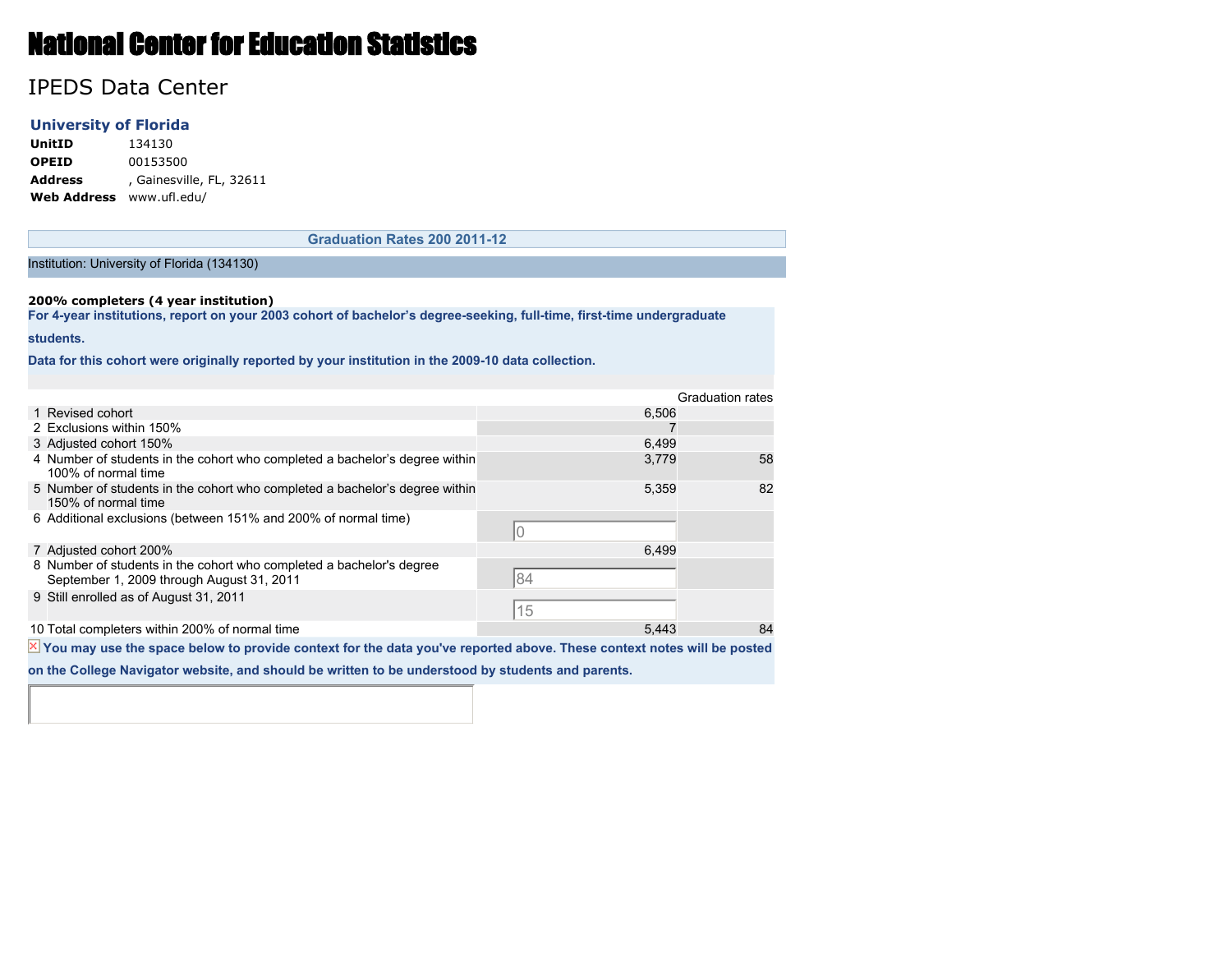# National Center for Education Statistics

## IPEDS Data Center

### University of Florida

| | |
|---|---|
| **UnitID** | 134130 |
| **OPEID** | 00153500 |
| **Address** | , Gainesville, FL, 32611 |
| **Web Address** | www.ufl.edu/ |

**Graduation Rates 200 2011-12**

Institution: University of Florida (134130)

**200% completers (4 year institution)**

**For 4-year institutions, report on your 2003 cohort of bachelor's degree-seeking, full-time, first-time undergraduate students.**

**Data for this cohort were originally reported by your institution in the 2009-10 data collection.**

| | | | Graduation rates |
|---|---|---|---|
| 1 | Revised cohort | 6,506 | |
| 2 | Exclusions within 150% | 7 | |
| 3 | Adjusted cohort 150% | 6,499 | |
| 4 | Number of students in the cohort who completed a bachelor's degree within 100% of normal time | 3,779 | 58 |
| 5 | Number of students in the cohort who completed a bachelor's degree within 150% of normal time | 5,359 | 82 |
| 6 | Additional exclusions (between 151% and 200% of normal time) | 0 | |
| 7 | Adjusted cohort 200% | 6,499 | |
| 8 | Number of students in the cohort who completed a bachelor's degree September 1, 2009 through August 31, 2011 | 84 | |
| 9 | Still enrolled as of August 31, 2011 | 15 | |
| 10 | Total completers within 200% of normal time | 5,443 | 84 |

**You may use the space below to provide context for the data you've reported above. These context notes will be posted on the College Navigator website, and should be written to be understood by students and parents.**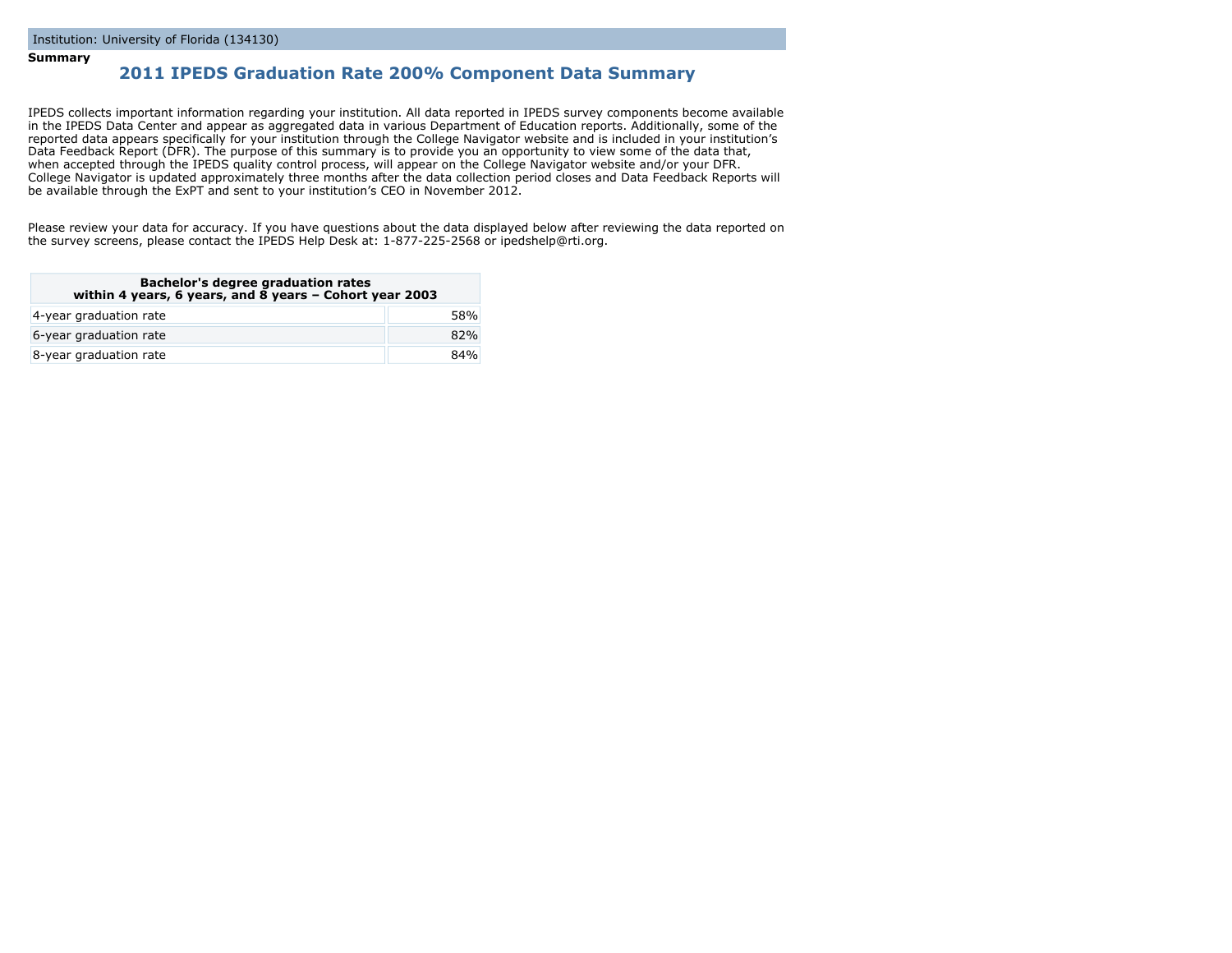Institution: University of Florida (134130)

**Summary**

# 2011 IPEDS Graduation Rate 200% Component Data Summary

IPEDS collects important information regarding your institution. All data reported in IPEDS survey components become available in the IPEDS Data Center and appear as aggregated data in various Department of Education reports. Additionally, some of the reported data appears specifically for your institution through the College Navigator website and is included in your institution's Data Feedback Report (DFR). The purpose of this summary is to provide you an opportunity to view some of the data that, when accepted through the IPEDS quality control process, will appear on the College Navigator website and/or your DFR. College Navigator is updated approximately three months after the data collection period closes and Data Feedback Reports will be available through the ExPT and sent to your institution's CEO in November 2012.

Please review your data for accuracy. If you have questions about the data displayed below after reviewing the data reported on the survey screens, please contact the IPEDS Help Desk at: 1-877-225-2568 or ipedshelp@rti.org.

| Bachelor's degree graduation rates within 4 years, 6 years, and 8 years – Cohort year 2003 | |
|---|---|
| 4-year graduation rate | 58% |
| 6-year graduation rate | 82% |
| 8-year graduation rate | 84% |